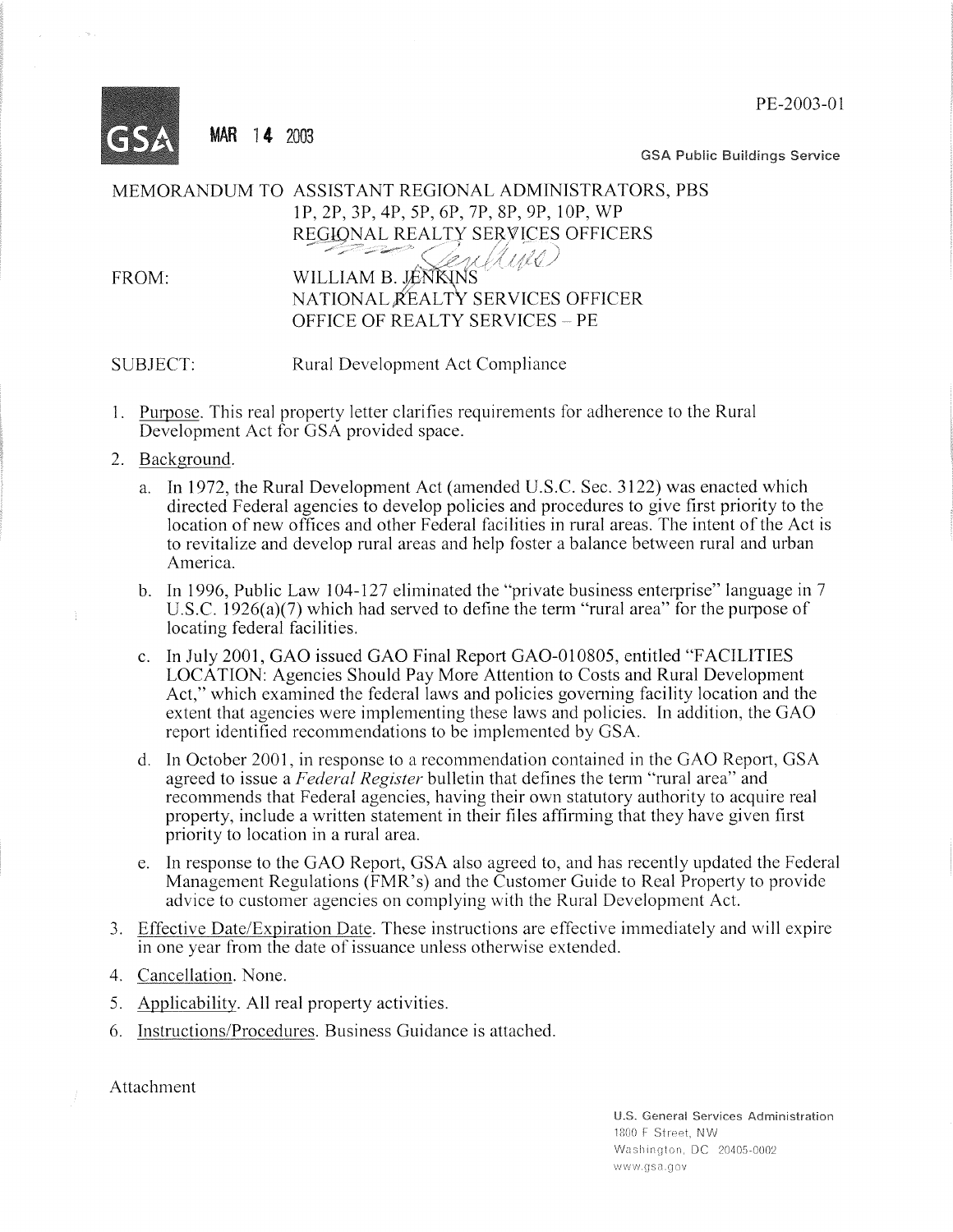PE-2003-01

GSA

MAR 14 2003

GSA Public Buildings Service

MEMORANDUM TO ASSISTANT REGIONAL ADMINISTRATORS, PBS
1P, 2P, 3P, 4P, 5P, 6P, 7P, 8P, 9P, 10P, WP
REGIONAL REALTY SERVICES OFFICERS

FROM: WILLIAM B. JENKINS
NATIONAL REALTY SERVICES OFFICER
OFFICE OF REALTY SERVICES – PE

SUBJECT: Rural Development Act Compliance

1. Purpose. This real property letter clarifies requirements for adherence to the Rural Development Act for GSA provided space.

2. Background.

   a. In 1972, the Rural Development Act (amended U.S.C. Sec. 3122) was enacted which directed Federal agencies to develop policies and procedures to give first priority to the location of new offices and other Federal facilities in rural areas. The intent of the Act is to revitalize and develop rural areas and help foster a balance between rural and urban America.

   b. In 1996, Public Law 104-127 eliminated the "private business enterprise" language in 7 U.S.C. 1926(a)(7) which had served to define the term "rural area" for the purpose of locating federal facilities.

   c. In July 2001, GAO issued GAO Final Report GAO-010805, entitled "FACILITIES LOCATION: Agencies Should Pay More Attention to Costs and Rural Development Act," which examined the federal laws and policies governing facility location and the extent that agencies were implementing these laws and policies. In addition, the GAO report identified recommendations to be implemented by GSA.

   d. In October 2001, in response to a recommendation contained in the GAO Report, GSA agreed to issue a *Federal Register* bulletin that defines the term "rural area" and recommends that Federal agencies, having their own statutory authority to acquire real property, include a written statement in their files affirming that they have given first priority to location in a rural area.

   e. In response to the GAO Report, GSA also agreed to, and has recently updated the Federal Management Regulations (FMR's) and the Customer Guide to Real Property to provide advice to customer agencies on complying with the Rural Development Act.

3. Effective Date/Expiration Date. These instructions are effective immediately and will expire in one year from the date of issuance unless otherwise extended.

4. Cancellation. None.

5. Applicability. All real property activities.

6. Instructions/Procedures. Business Guidance is attached.

Attachment

U.S. General Services Administration
1800 F Street, NW
Washington, DC 20405-0002
www.gsa.gov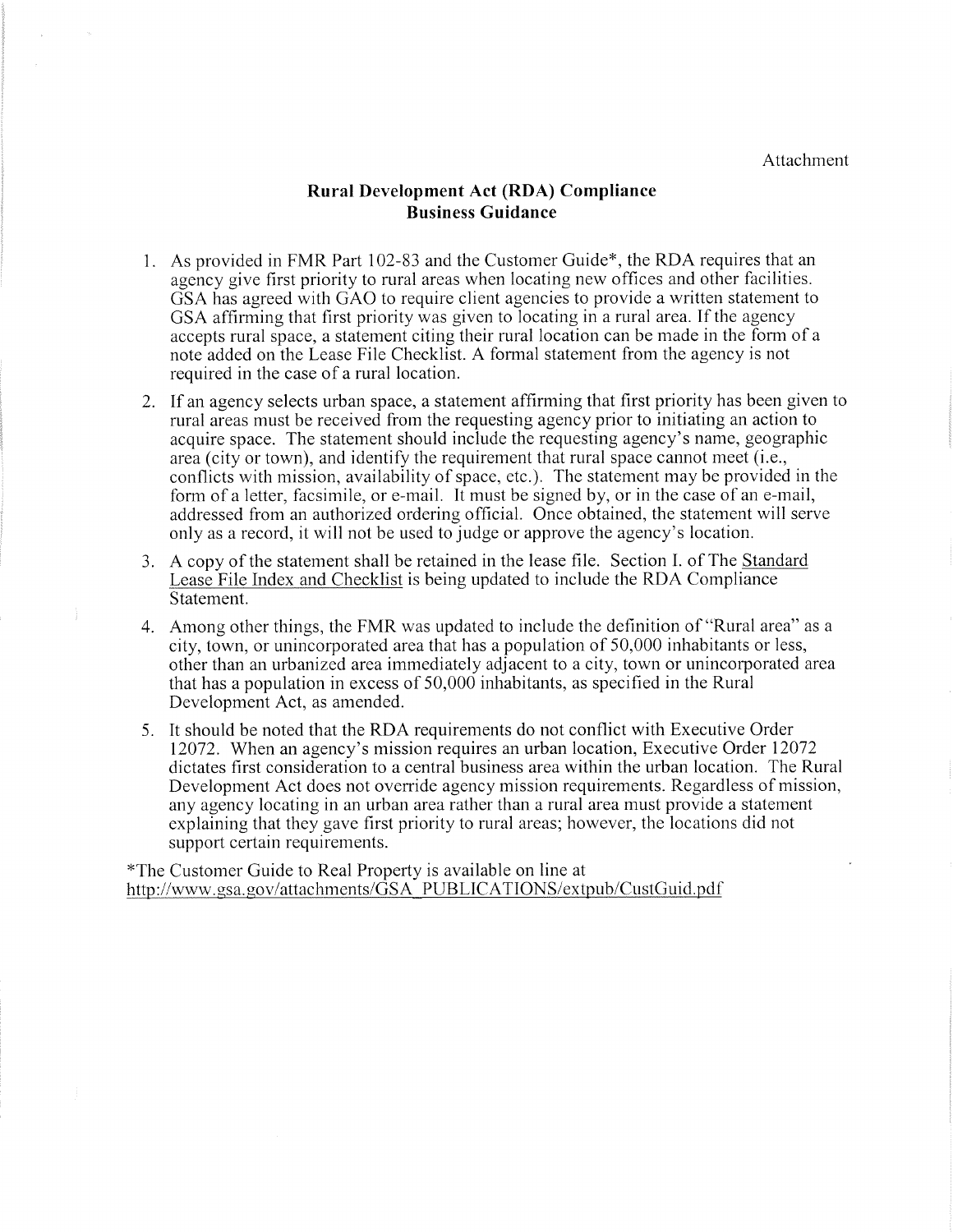Attachment

## Rural Development Act (RDA) Compliance
## Business Guidance

1. As provided in FMR Part 102-83 and the Customer Guide*, the RDA requires that an agency give first priority to rural areas when locating new offices and other facilities. GSA has agreed with GAO to require client agencies to provide a written statement to GSA affirming that first priority was given to locating in a rural area. If the agency accepts rural space, a statement citing their rural location can be made in the form of a note added on the Lease File Checklist. A formal statement from the agency is not required in the case of a rural location.

2. If an agency selects urban space, a statement affirming that first priority has been given to rural areas must be received from the requesting agency prior to initiating an action to acquire space. The statement should include the requesting agency's name, geographic area (city or town), and identify the requirement that rural space cannot meet (i.e., conflicts with mission, availability of space, etc.). The statement may be provided in the form of a letter, facsimile, or e-mail. It must be signed by, or in the case of an e-mail, addressed from an authorized ordering official. Once obtained, the statement will serve only as a record, it will not be used to judge or approve the agency's location.

3. A copy of the statement shall be retained in the lease file. Section I. of The Standard Lease File Index and Checklist is being updated to include the RDA Compliance Statement.

4. Among other things, the FMR was updated to include the definition of "Rural area" as a city, town, or unincorporated area that has a population of 50,000 inhabitants or less, other than an urbanized area immediately adjacent to a city, town or unincorporated area that has a population in excess of 50,000 inhabitants, as specified in the Rural Development Act, as amended.

5. It should be noted that the RDA requirements do not conflict with Executive Order 12072. When an agency's mission requires an urban location, Executive Order 12072 dictates first consideration to a central business area within the urban location. The Rural Development Act does not override agency mission requirements. Regardless of mission, any agency locating in an urban area rather than a rural area must provide a statement explaining that they gave first priority to rural areas; however, the locations did not support certain requirements.

*The Customer Guide to Real Property is available on line at http://www.gsa.gov/attachments/GSA_PUBLICATIONS/extpub/CustGuid.pdf